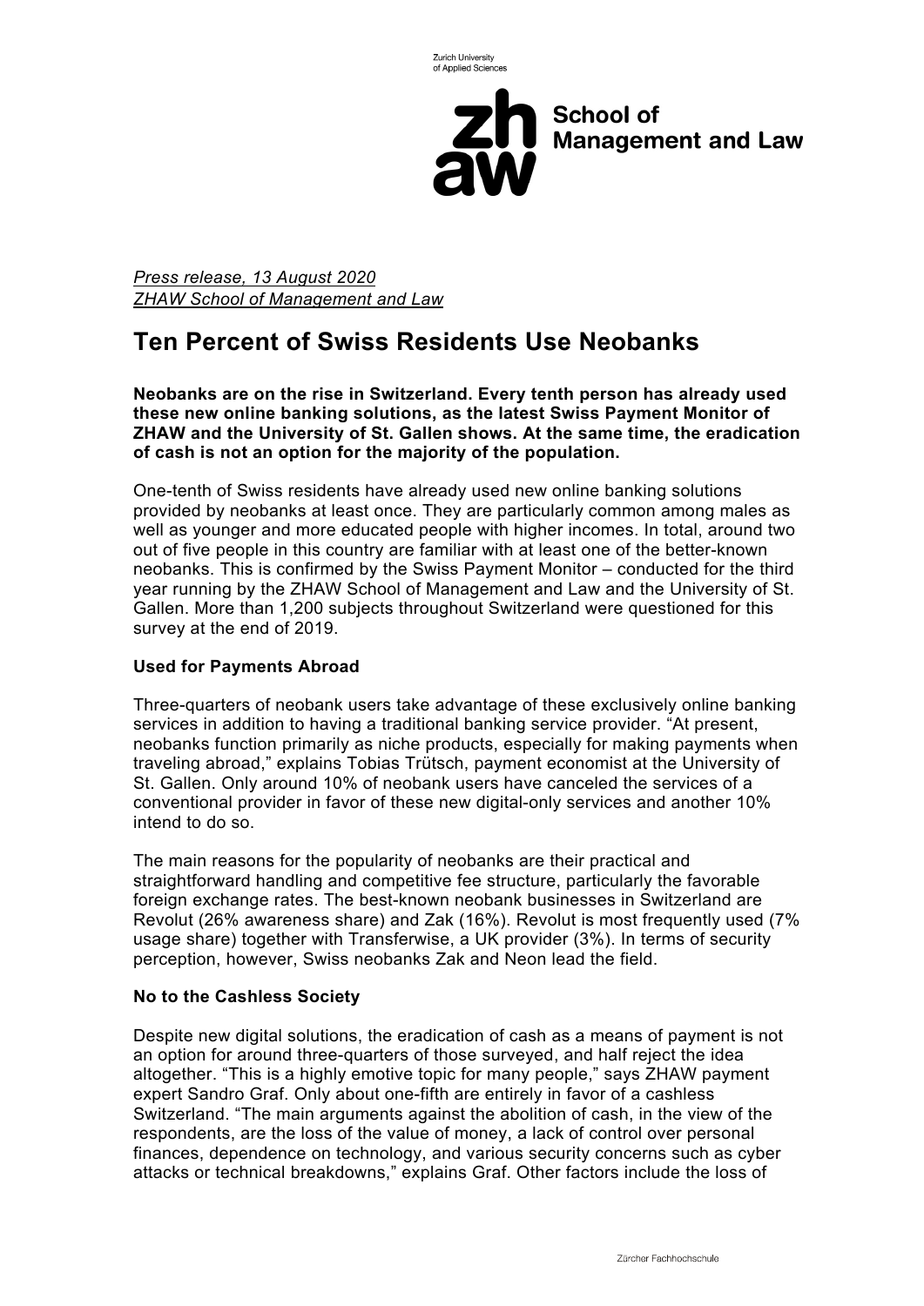*Press release, 13 August 2020*
*ZHAW School of Management and Law*

# Ten Percent of Swiss Residents Use Neobanks

**Neobanks are on the rise in Switzerland. Every tenth person has already used these new online banking solutions, as the latest Swiss Payment Monitor of ZHAW and the University of St. Gallen shows. At the same time, the eradication of cash is not an option for the majority of the population.**

One-tenth of Swiss residents have already used new online banking solutions provided by neobanks at least once. They are particularly common among males as well as younger and more educated people with higher incomes. In total, around two out of five people in this country are familiar with at least one of the better-known neobanks. This is confirmed by the Swiss Payment Monitor – conducted for the third year running by the ZHAW School of Management and Law and the University of St. Gallen. More than 1,200 subjects throughout Switzerland were questioned for this survey at the end of 2019.

### Used for Payments Abroad

Three-quarters of neobank users take advantage of these exclusively online banking services in addition to having a traditional banking service provider. "At present, neobanks function primarily as niche products, especially for making payments when traveling abroad," explains Tobias Trütsch, payment economist at the University of St. Gallen. Only around 10% of neobank users have canceled the services of a conventional provider in favor of these new digital-only services and another 10% intend to do so.

The main reasons for the popularity of neobanks are their practical and straightforward handling and competitive fee structure, particularly the favorable foreign exchange rates. The best-known neobank businesses in Switzerland are Revolut (26% awareness share) and Zak (16%). Revolut is most frequently used (7% usage share) together with Transferwise, a UK provider (3%). In terms of security perception, however, Swiss neobanks Zak and Neon lead the field.

### No to the Cashless Society

Despite new digital solutions, the eradication of cash as a means of payment is not an option for around three-quarters of those surveyed, and half reject the idea altogether. "This is a highly emotive topic for many people," says ZHAW payment expert Sandro Graf. Only about one-fifth are entirely in favor of a cashless Switzerland. "The main arguments against the abolition of cash, in the view of the respondents, are the loss of the value of money, a lack of control over personal finances, dependence on technology, and various security concerns such as cyber attacks or technical breakdowns," explains Graf. Other factors include the loss of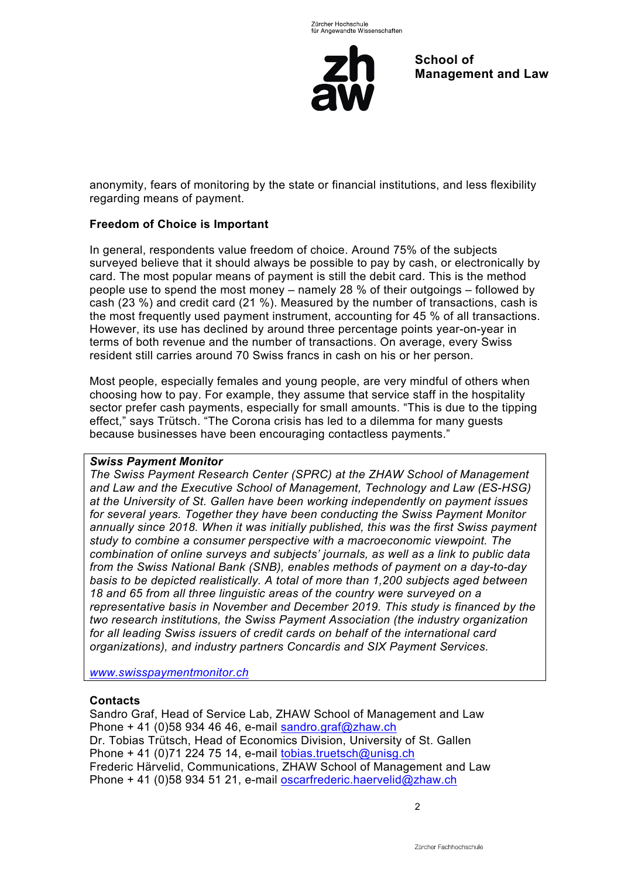anonymity, fears of monitoring by the state or financial institutions, and less flexibility regarding means of payment.

**Freedom of Choice is Important**

In general, respondents value freedom of choice. Around 75% of the subjects surveyed believe that it should always be possible to pay by cash, or electronically by card. The most popular means of payment is still the debit card. This is the method people use to spend the most money – namely 28 % of their outgoings – followed by cash (23 %) and credit card (21 %). Measured by the number of transactions, cash is the most frequently used payment instrument, accounting for 45 % of all transactions. However, its use has declined by around three percentage points year-on-year in terms of both revenue and the number of transactions. On average, every Swiss resident still carries around 70 Swiss francs in cash on his or her person.

Most people, especially females and young people, are very mindful of others when choosing how to pay. For example, they assume that service staff in the hospitality sector prefer cash payments, especially for small amounts. "This is due to the tipping effect," says Trütsch. "The Corona crisis has led to a dilemma for many guests because businesses have been encouraging contactless payments."

***Swiss Payment Monitor***

*The Swiss Payment Research Center (SPRC) at the ZHAW School of Management and Law and the Executive School of Management, Technology and Law (ES-HSG) at the University of St. Gallen have been working independently on payment issues for several years. Together they have been conducting the Swiss Payment Monitor annually since 2018. When it was initially published, this was the first Swiss payment study to combine a consumer perspective with a macroeconomic viewpoint. The combination of online surveys and subjects' journals, as well as a link to public data from the Swiss National Bank (SNB), enables methods of payment on a day-to-day basis to be depicted realistically. A total of more than 1,200 subjects aged between 18 and 65 from all three linguistic areas of the country were surveyed on a representative basis in November and December 2019. This study is financed by the two research institutions, the Swiss Payment Association (the industry organization for all leading Swiss issuers of credit cards on behalf of the international card organizations), and industry partners Concardis and SIX Payment Services.*

*www.swisspaymentmonitor.ch*

**Contacts**

Sandro Graf, Head of Service Lab, ZHAW School of Management and Law
Phone + 41 (0)58 934 46 46, e-mail sandro.graf@zhaw.ch
Dr. Tobias Trütsch, Head of Economics Division, University of St. Gallen
Phone + 41 (0)71 224 75 14, e-mail tobias.truetsch@unisg.ch
Frederic Härvelid, Communications, ZHAW School of Management and Law
Phone + 41 (0)58 934 51 21, e-mail oscarfrederic.haervelid@zhaw.ch